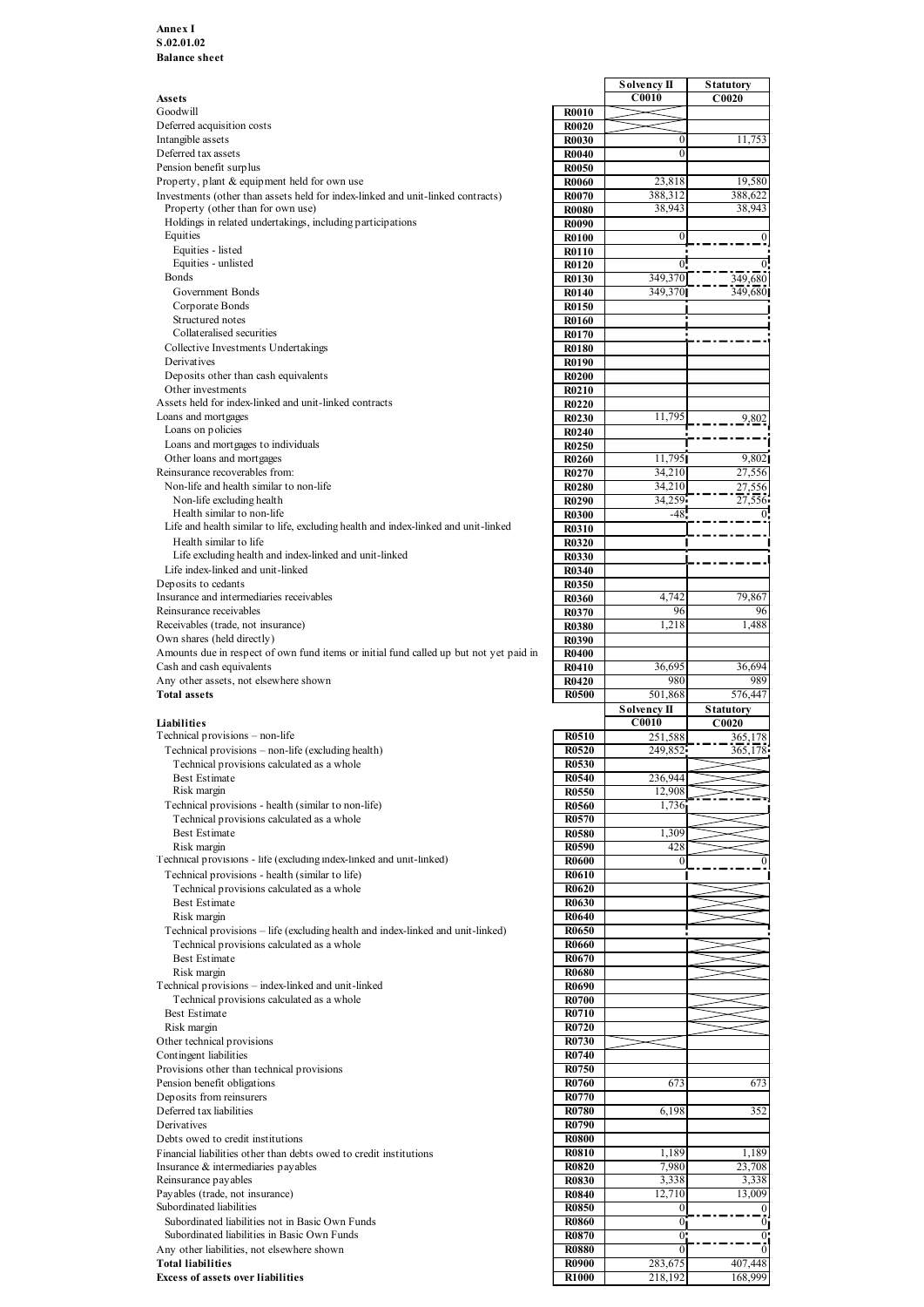**Annex I**
**S.02.01.02**
**Balance sheet**

| **Assets** | | **Solvency II C0010** | **Statutory C0020** |
|---|---|---|---|
| Goodwill | R0010 | | |
| Deferred acquisition costs | R0020 | | |
| Intangible assets | R0030 | 0 | 11,753 |
| Deferred tax assets | R0040 | 0 | |
| Pension benefit surplus | R0050 | | |
| Property, plant & equipment held for own use | R0060 | 23,818 | 19,580 |
| Investments (other than assets held for index-linked and unit-linked contracts) | R0070 | 388,312 | 388,622 |
| Property (other than for own use) | R0080 | 38,943 | 38,943 |
| Holdings in related undertakings, including participations | R0090 | | |
| Equities | R0100 | 0 | 0 |
| Equities - listed | R0110 | | |
| Equities - unlisted | R0120 | 0 | 0 |
| Bonds | R0130 | 349,370 | 349,680 |
| Government Bonds | R0140 | 349,370 | 349,680 |
| Corporate Bonds | R0150 | | |
| Structured notes | R0160 | | |
| Collateralised securities | R0170 | | |
| Collective Investments Undertakings | R0180 | | |
| Derivatives | R0190 | | |
| Deposits other than cash equivalents | R0200 | | |
| Other investments | R0210 | | |
| Assets held for index-linked and unit-linked contracts | R0220 | | |
| Loans and mortgages | R0230 | 11,795 | 9,802 |
| Loans on policies | R0240 | | |
| Loans and mortgages to individuals | R0250 | | |
| Other loans and mortgages | R0260 | 11,795 | 9,802 |
| Reinsurance recoverables from: | R0270 | 34,210 | 27,556 |
| Non-life and health similar to non-life | R0280 | 34,210 | 27,556 |
| Non-life excluding health | R0290 | 34,259 | 27,556 |
| Health similar to non-life | R0300 | -48 | 0 |
| Life and health similar to life, excluding health and index-linked and unit-linked | R0310 | | |
| Health similar to life | R0320 | | |
| Life excluding health and index-linked and unit-linked | R0330 | | |
| Life index-linked and unit-linked | R0340 | | |
| Deposits to cedants | R0350 | | |
| Insurance and intermediaries receivables | R0360 | 4,742 | 79,867 |
| Reinsurance receivables | R0370 | 96 | 96 |
| Receivables (trade, not insurance) | R0380 | 1,218 | 1,488 |
| Own shares (held directly) | R0390 | | |
| Amounts due in respect of own fund items or initial fund called up but not yet paid in | R0400 | | |
| Cash and cash equivalents | R0410 | 36,695 | 36,694 |
| Any other assets, not elsewhere shown | R0420 | 980 | 989 |
| **Total assets** | R0500 | 501,868 | 576,447 |

| **Liabilities** | | **Solvency II C0010** | **Statutory C0020** |
|---|---|---|---|
| Technical provisions – non-life | R0510 | 251,588 | 365,178 |
| Technical provisions – non-life (excluding health) | R0520 | 249,852 | 365,178 |
| Technical provisions calculated as a whole | R0530 | | |
| Best Estimate | R0540 | 236,944 | |
| Risk margin | R0550 | 12,908 | |
| Technical provisions - health (similar to non-life) | R0560 | 1,736 | |
| Technical provisions calculated as a whole | R0570 | | |
| Best Estimate | R0580 | 1,309 | |
| Risk margin | R0590 | 428 | |
| Technical provisions - life (excluding index-linked and unit-linked) | R0600 | 0 | 0 |
| Technical provisions - health (similar to life) | R0610 | | |
| Technical provisions calculated as a whole | R0620 | | |
| Best Estimate | R0630 | | |
| Risk margin | R0640 | | |
| Technical provisions – life (excluding health and index-linked and unit-linked) | R0650 | | |
| Technical provisions calculated as a whole | R0660 | | |
| Best Estimate | R0670 | | |
| Risk margin | R0680 | | |
| Technical provisions – index-linked and unit-linked | R0690 | | |
| Technical provisions calculated as a whole | R0700 | | |
| Best Estimate | R0710 | | |
| Risk margin | R0720 | | |
| Other technical provisions | R0730 | | |
| Contingent liabilities | R0740 | | |
| Provisions other than technical provisions | R0750 | | |
| Pension benefit obligations | R0760 | 673 | 673 |
| Deposits from reinsurers | R0770 | | |
| Deferred tax liabilities | R0780 | 6,198 | 352 |
| Derivatives | R0790 | | |
| Debts owed to credit institutions | R0800 | | |
| Financial liabilities other than debts owed to credit institutions | R0810 | 1,189 | 1,189 |
| Insurance & intermediaries payables | R0820 | 7,980 | 23,708 |
| Reinsurance payables | R0830 | 3,338 | 3,338 |
| Payables (trade, not insurance) | R0840 | 12,710 | 13,009 |
| Subordinated liabilities | R0850 | 0 | 0 |
| Subordinated liabilities not in Basic Own Funds | R0860 | 0 | 0 |
| Subordinated liabilities in Basic Own Funds | R0870 | 0 | 0 |
| Any other liabilities, not elsewhere shown | R0880 | 0 | 0 |
| **Total liabilities** | R0900 | 283,675 | 407,448 |
| **Excess of assets over liabilities** | R1000 | 218,192 | 168,999 |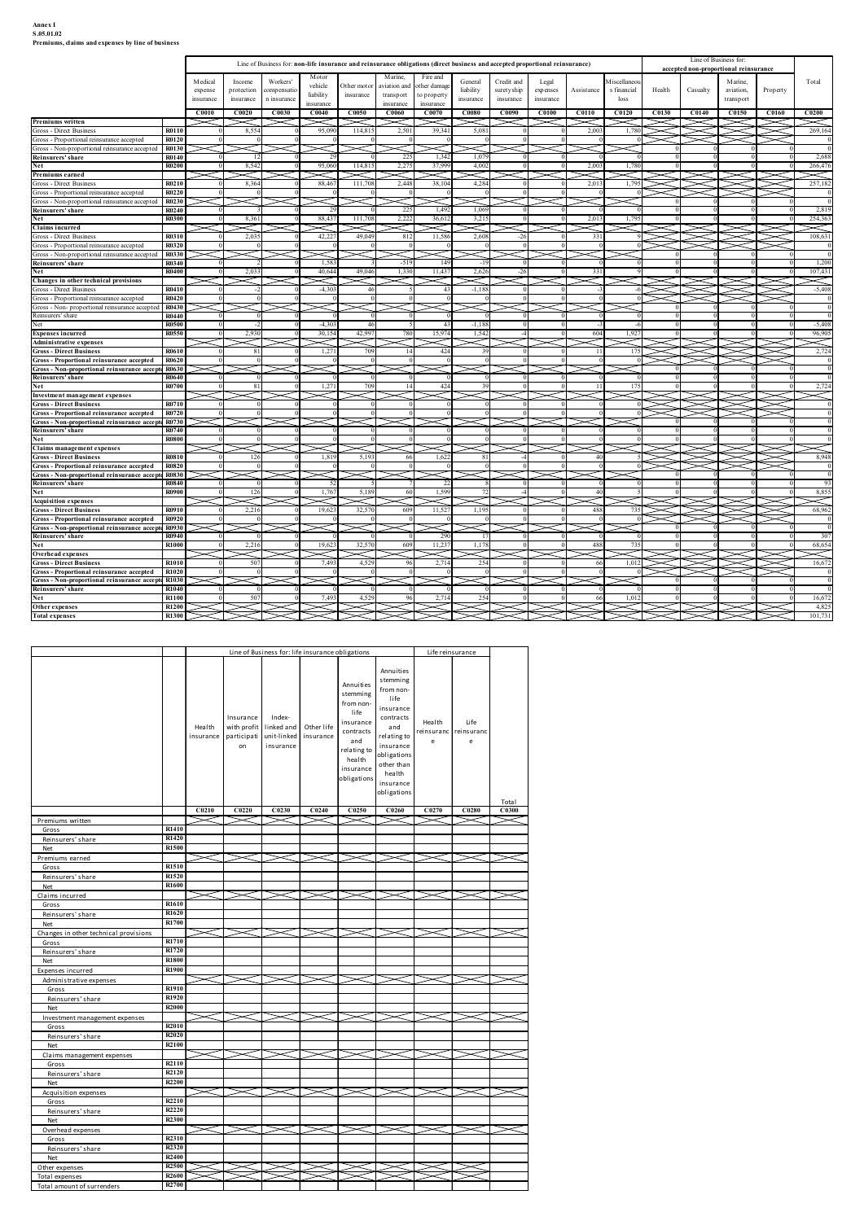**Annex I**
**S.05.01.02**
**Premiums, claims and expenses by line of business**

| | | Line of Business for: non-life insurance and reinsurance obligations (direct business and accepted proportional reinsurance) | | | | | | | | | | | | Line of Business for: accepted non-proportional reinsurance | | | | |
|---|---|---|---|---|---|---|---|---|---|---|---|---|---|---|---|---|---|---|
| | | Medical expense insurance | Income protection insurance | Workers' compensation insurance | Motor vehicle liability insurance | Other motor insurance | Marine, aviation and transport insurance | Fire and other damage to property insurance | General liability insurance | Credit and suretyship insurance | Legal expenses insurance | Assistance | Miscellaneous financial loss | Health | Casualty | Marine, aviation, transport | Property | Total |
| | | C0010 | C0020 | C0030 | C0040 | C0050 | C0060 | C0070 | C0080 | C0090 | C0100 | C0110 | C0120 | C0130 | C0140 | C0150 | C0160 | C0200 |
| **Premiums written** | | | | | | | | | | | | | | | | | | |
| Gross - Direct Business | R0110 | 0 | 8,554 | 0 | 95,090 | 114,815 | 2,501 | 39,341 | 5,081 | 0 | 0 | 2,003 | 1,780 | | | | | 269,164 |
| Gross - Proportional reinsurance accepted | R0120 | 0 | 0 | 0 | 0 | 0 | 0 | 0 | 0 | 0 | 0 | 0 | 0 | | | | | 0 |
| Gross - Non-proportional reinsurance accepted | R0130 | | | | | | | | | | | | | 0 | 0 | 0 | 0 | 0 |
| Reinsurers' share | R0140 | 0 | 12 | 0 | 29 | 0 | 225 | 1,342 | 1,079 | 0 | 0 | 0 | 0 | 0 | 0 | 0 | 0 | 2,688 |
| Net | R0200 | 0 | 8,542 | 0 | 95,060 | 114,815 | 2,275 | 37,999 | 4,002 | 0 | 0 | 2,003 | 1,780 | 0 | 0 | 0 | 0 | 266,476 |
| **Premiums earned** | | | | | | | | | | | | | | | | | | |
| Gross - Direct Business | R0210 | 0 | 8,364 | 0 | 88,467 | 111,708 | 2,448 | 38,104 | 4,284 | 0 | 0 | 2,013 | 1,795 | | | | | 257,182 |
| Gross - Proportional reinsurance accepted | R0220 | 0 | 0 | 0 | 0 | 0 | 0 | 0 | 0 | 0 | 0 | 0 | 0 | | | | | 0 |
| Gross - Non-proportional reinsurance accepted | R0230 | | | | | | | | | | | | | 0 | 0 | 0 | 0 | 0 |
| Reinsurers' share | R0240 | 0 | 3 | 0 | 29 | 0 | 225 | 1,492 | 1,069 | 0 | 0 | 0 | 0 | 0 | 0 | 0 | 0 | 2,819 |
| Net | R0300 | 0 | 8,361 | 0 | 88,437 | 111,708 | 2,222 | 36,612 | 3,215 | 0 | 0 | 2,013 | 1,795 | 0 | 0 | 0 | 0 | 254,363 |
| **Claims incurred** | | | | | | | | | | | | | | | | | | |
| Gross - Direct Business | R0310 | 0 | 2,035 | 0 | 42,227 | 49,049 | 812 | 11,586 | 2,608 | -26 | 0 | 331 | 9 | | | | | 108,631 |
| Gross - Proportional reinsurance accepted | R0320 | 0 | 0 | 0 | 0 | 0 | 0 | 0 | 0 | 0 | 0 | 0 | 0 | | | | | 0 |
| Gross - Non-proportional reinsurance accepted | R0330 | | | | | | | | | | | | | 0 | 0 | 0 | 0 | 0 |
| Reinsurers' share | R0340 | 0 | 2 | 0 | 1,583 | 3 | -519 | 149 | -19 | 0 | 0 | 0 | 0 | 0 | 0 | 0 | 0 | 1,200 |
| Net | R0400 | 0 | 2,033 | 0 | 40,644 | 49,046 | 1,330 | 11,437 | 2,626 | -26 | 0 | 331 | 9 | 0 | 0 | 0 | 0 | 107,431 |
| **Changes in other technical provisions** | | | | | | | | | | | | | | | | | | |
| Gross - Direct Business | R0410 | 0 | -2 | 0 | -4,303 | 46 | 5 | 43 | -1,188 | 0 | 0 | -3 | -6 | | | | | -5,408 |
| Gross - Proportional reinsurance accepted | R0420 | 0 | 0 | 0 | 0 | 0 | 0 | 0 | 0 | 0 | 0 | 0 | 0 | | | | | 0 |
| Gross - Non- proportional reinsurance accepted | R0430 | | | | | | | | | | | | | 0 | 0 | 0 | 0 | 0 |
| Reinsurers' share | R0440 | 0 | 0 | 0 | 0 | 0 | 0 | 0 | 0 | 0 | 0 | 0 | 0 | 0 | 0 | 0 | 0 | 0 |
| Net | R0500 | 0 | -2 | 0 | -4,303 | 46 | 5 | 43 | -1,188 | 0 | 0 | -3 | -6 | 0 | 0 | 0 | 0 | -5,408 |
| **Expenses incurred** | R0550 | 0 | 2,930 | 0 | 30,154 | 42,997 | 780 | 15,974 | 1,542 | -4 | 0 | 604 | 1,927 | 0 | 0 | 0 | 0 | 96,905 |
| **Administrative expenses** | | | | | | | | | | | | | | | | | | |
| **Gross - Direct Business** | R0610 | 0 | 81 | 0 | 1,271 | 709 | 14 | 424 | 39 | 0 | 0 | 11 | 175 | | | | | 2,724 |
| **Gross - Proportional reinsurance accepted** | R0620 | 0 | 0 | 0 | 0 | 0 | 0 | 0 | 0 | 0 | 0 | 0 | 0 | | | | | 0 |
| **Gross - Non-proportional reinsurance accepted** | R0630 | | | | | | | | | | | | | 0 | 0 | 0 | 0 | 0 |
| **Reinsurers' share** | R0640 | 0 | 0 | 0 | 0 | 0 | 0 | 0 | 0 | 0 | 0 | 0 | 0 | 0 | 0 | 0 | 0 | 0 |
| **Net** | R0700 | 0 | 81 | 0 | 1,271 | 709 | 14 | 424 | 39 | 0 | 0 | 11 | 175 | 0 | 0 | 0 | 0 | 2,724 |
| **Investment management expenses** | | | | | | | | | | | | | | | | | | |
| **Gross - Direct Business** | R0710 | 0 | 0 | 0 | 0 | 0 | 0 | 0 | 0 | 0 | 0 | 0 | 0 | | | | | 0 |
| **Gross - Proportional reinsurance accepted** | R0720 | 0 | 0 | 0 | 0 | 0 | 0 | 0 | 0 | 0 | 0 | 0 | 0 | | | | | 0 |
| **Gross - Non-proportional reinsurance accepted** | R0730 | | | | | | | | | | | | | 0 | 0 | 0 | 0 | 0 |
| **Reinsurers' share** | R0740 | 0 | 0 | 0 | 0 | 0 | 0 | 0 | 0 | 0 | 0 | 0 | 0 | 0 | 0 | 0 | 0 | 0 |
| **Net** | R0800 | 0 | 0 | 0 | 0 | 0 | 0 | 0 | 0 | 0 | 0 | 0 | 0 | 0 | 0 | 0 | 0 | 0 |
| **Claims management expenses** | | | | | | | | | | | | | | | | | | |
| **Gross - Direct Business** | R0810 | 0 | 126 | 0 | 1,819 | 5,193 | 66 | 1,622 | 81 | -4 | 0 | 40 | 5 | | | | | 8,948 |
| **Gross - Proportional reinsurance accepted** | R0820 | 0 | 0 | 0 | 0 | 0 | 0 | 0 | 0 | 0 | 0 | 0 | 0 | | | | | 0 |
| **Gross - Non-proportional reinsurance accepted** | R0830 | | | | | | | | | | | | | 0 | 0 | 0 | 0 | 0 |
| **Reinsurers' share** | R0840 | 0 | 0 | 0 | 52 | 5 | 7 | 22 | 8 | 0 | 0 | 0 | 0 | 0 | 0 | 0 | 0 | 93 |
| **Net** | R0900 | 0 | 126 | 0 | 1,767 | 5,189 | 60 | 1,599 | 72 | -4 | 0 | 40 | 5 | 0 | 0 | 0 | 0 | 8,855 |
| **Acquisition expenses** | | | | | | | | | | | | | | | | | | |
| **Gross - Direct Business** | R0910 | 0 | 2,216 | 0 | 19,623 | 32,570 | 609 | 11,527 | 1,195 | 0 | 0 | 488 | 735 | | | | | 68,962 |
| **Gross - Proportional reinsurance accepted** | R0920 | 0 | 0 | 0 | 0 | 0 | 0 | 0 | 0 | 0 | 0 | 0 | 0 | | | | | 0 |
| **Gross - Non-proportional reinsurance accepted** | R0930 | | | | | | | | | | | | | 0 | 0 | 0 | 0 | 0 |
| **Reinsurers' share** | R0940 | 0 | 0 | 0 | 0 | 0 | 0 | 290 | 17 | 0 | 0 | 0 | 0 | 0 | 0 | 0 | 0 | 307 |
| **Net** | R1000 | 0 | 2,216 | 0 | 19,623 | 32,570 | 609 | 11,237 | 1,178 | 0 | 0 | 488 | 735 | 0 | 0 | 0 | 0 | 68,654 |
| **Overhead expenses** | | | | | | | | | | | | | | | | | | |
| **Gross - Direct Business** | R1010 | 0 | 507 | 0 | 7,493 | 4,529 | 96 | 2,714 | 254 | 0 | 0 | 66 | 1,012 | | | | | 16,672 |
| **Gross - Proportional reinsurance accepted** | R1020 | 0 | 0 | 0 | 0 | 0 | 0 | 0 | 0 | 0 | 0 | 0 | 0 | | | | | 0 |
| **Gross - Non-proportional reinsurance accepted** | R1030 | | | | | | | | | | | | | 0 | 0 | 0 | 0 | 0 |
| **Reinsurers' share** | R1040 | 0 | 0 | 0 | 0 | 0 | 0 | 0 | 0 | 0 | 0 | 0 | 0 | 0 | 0 | 0 | 0 | 0 |
| **Net** | R1100 | 0 | 507 | 0 | 7,493 | 4,529 | 96 | 2,714 | 254 | 0 | 0 | 66 | 1,012 | 0 | 0 | 0 | 0 | 16,672 |
| **Other expenses** | R1200 | | | | | | | | | | | | | | | | | 4,825 |
| **Total expenses** | R1300 | | | | | | | | | | | | | | | | | 101,731 |

| | | Line of Business for: life insurance obligations | | | | | | Life reinsurance | | |
|---|---|---|---|---|---|---|---|---|---|---|
| | | Health insurance | Insurance with profit participation | Index-linked and unit-linked insurance | Other life insurance | Annuities stemming from non-life insurance contracts and relating to health insurance obligations | Annuities stemming from non-life insurance contracts and relating to insurance obligations other than health insurance obligations | Health reinsurance | Life reinsurance | Total |
| | | C0210 | C0220 | C0230 | C0240 | C0250 | C0260 | C0270 | C0280 | C0300 |
| Premiums written | | | | | | | | | | |
| Gross | R1410 | | | | | | | | | |
| Reinsurers' share | R1420 | | | | | | | | | |
| Net | R1500 | | | | | | | | | |
| Premiums earned | | | | | | | | | | |
| Gross | R1510 | | | | | | | | | |
| Reinsurers' share | R1520 | | | | | | | | | |
| Net | R1600 | | | | | | | | | |
| Claims incurred | | | | | | | | | | |
| Gross | R1610 | | | | | | | | | |
| Reinsurers' share | R1620 | | | | | | | | | |
| Net | R1700 | | | | | | | | | |
| Changes in other technical provisions | | | | | | | | | | |
| Gross | R1710 | | | | | | | | | |
| Reinsurers' share | R1720 | | | | | | | | | |
| Net | R1800 | | | | | | | | | |
| Expenses incurred | R1900 | | | | | | | | | |
| Administrative expenses | | | | | | | | | | |
| Gross | R1910 | | | | | | | | | |
| Reinsurers' share | R1920 | | | | | | | | | |
| Net | R2000 | | | | | | | | | |
| Investment management expenses | | | | | | | | | | |
| Gross | R2010 | | | | | | | | | |
| Reinsurers' share | R2020 | | | | | | | | | |
| Net | R2100 | | | | | | | | | |
| Claims management expenses | | | | | | | | | | |
| Gross | R2110 | | | | | | | | | |
| Reinsurers' share | R2120 | | | | | | | | | |
| Net | R2200 | | | | | | | | | |
| Acquisition expenses | | | | | | | | | | |
| Gross | R2210 | | | | | | | | | |
| Reinsurers' share | R2220 | | | | | | | | | |
| Net | R2300 | | | | | | | | | |
| Overhead expenses | | | | | | | | | | |
| Gross | R2310 | | | | | | | | | |
| Reinsurers' share | R2320 | | | | | | | | | |
| Net | R2400 | | | | | | | | | |
| Other expenses | R2500 | | | | | | | | | |
| Total expenses | R2600 | | | | | | | | | |
| Total amount of surrenders | R2700 | | | | | | | | | |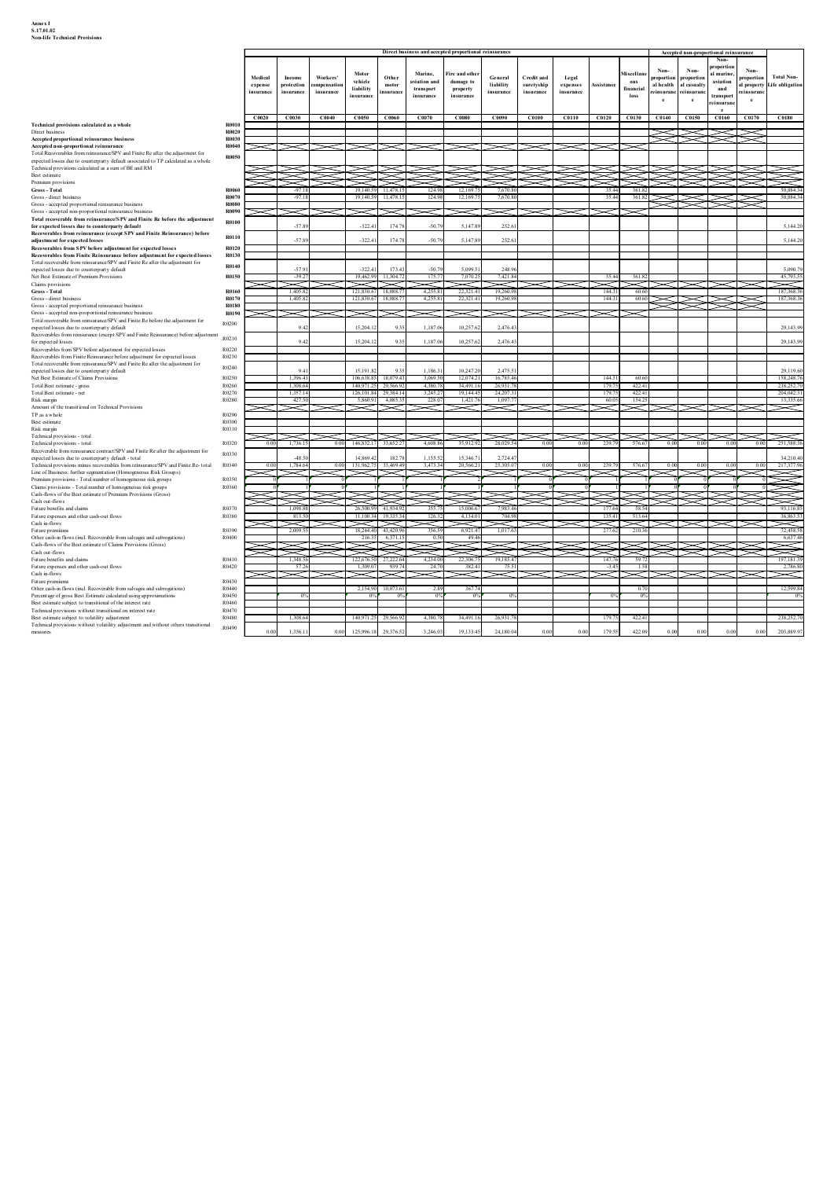**Annex I**
**S.17.01.02**
**Non-life Technical Provisions**

| | | Direct business and accepted proportional reinsurance | | | | | | | | | | | | Accepted non-proportional reinsurance | | | | |
|---|---|---|---|---|---|---|---|---|---|---|---|---|---|---|---|---|---|---|
| | | Medical expense insurance | Income protection insurance | Workers' compensation insurance | Motor vehicle liability insurance | Other motor insurance | Marine, aviation and transport insurance | Fire and other damage to property insurance | General liability insurance | Credit and suretyship insurance | Legal expenses insurance | Assistance | Miscellaneous financial loss | Non-proportional health reinsurance | Non-proportional casualty reinsurance | Non-proportional marine, aviation and transport reinsurance | Non-proportional property reinsurance | Total Non-Life obligation |
| | | C0020 | C0030 | C0040 | C0050 | C0060 | C0070 | C0080 | C0090 | C0100 | C0110 | C0120 | C0130 | C0140 | C0150 | C0160 | C0170 | C0180 |
| **Technical provisions calculated as a whole** | **R0010** | | | | | | | | | | | | | | | | | |
| Direct business | **R0020** | | | | | | | | | | | | | | | | | |
| **Accepted proportional reinsurance business** | **R0030** | | | | | | | | | | | | | | | | | |
| **Accepted non-proportional reinsurance** | **R0040** | | | | | | | | | | | | | | | | | |
| Total Recoverables from reinsurance/SPV and Finite Re after the adjustment for expected losses due to counterparty default associated to TP calculated as a whole | **R0050** | | | | | | | | | | | | | | | | | |
| Technical provisions calculated as a sum of BE and RM | | | | | | | | | | | | | | | | | | |
| Best estimate | | | | | | | | | | | | | | | | | | |
| Premium provisions | | | | | | | | | | | | | | | | | | |
| **Gross - Total** | **R0060** | | -97.18 | | 19,140.59 | 11,478.15 | 124.98 | 12,169.75 | 7,670.80 | | | 35.44 | 361.82 | | | | | 50,884.34 |
| Gross - direct business | **R0070** | | -97.18 | | 19,140.59 | 11,478.15 | 124.98 | 12,169.75 | 7,670.80 | | | 35.44 | 361.82 | | | | | 50,884.34 |
| Gross - accepted proportional reinsurance business | **R0080** | | | | | | | | | | | | | | | | | |
| Gross - accepted non-proportional reinsurance business | **R0090** | | | | | | | | | | | | | | | | | |
| **Total recoverable from reinsurance/SPV and Finite Re before the adjustment for expected losses due to counterparty default** | **R0100** | | -57.89 | | -322.41 | 174.78 | -50.79 | 5,147.89 | 252.61 | | | | | | | | | 5,144.20 |
| **Recoverables from reinsurance (except SPV and Finite Reinsurance) before adjustment for expected losses** | **R0110** | | -57.89 | | -322.41 | 174.78 | -50.79 | 5,147.89 | 252.61 | | | | | | | | | 5,144.20 |
| **Recoverables from SPV before adjustment for expected losses** | **R0120** | | | | | | | | | | | | | | | | | |
| **Recoverables from Finite Reinsurance before adjustment for expected losses** | **R0130** | | | | | | | | | | | | | | | | | |
| Total recoverable from reinsurance/SPV and Finite Re after the adjustment for expected losses due to counterparty default | **R0140** | | -57.91 | | -322.41 | 173.43 | -50.79 | 5,099.51 | 248.96 | | | | | | | | | 5,090.79 |
| Net Best Estimate of Premium Provisions | **R0150** | | -39.27 | | 19,462.99 | 11,304.72 | 175.77 | 7,070.25 | 7,421.84 | | | 35.44 | 361.82 | | | | | 45,793.55 |
| Claims provisions | | | | | | | | | | | | | | | | | | |
| **Gross - Total** | **R0160** | | 1,405.82 | | 121,830.67 | 18,088.77 | 4,255.81 | 22,321.41 | 19,260.98 | | | 144.31 | 60.60 | | | | | 187,368.36 |
| Gross - direct business | **R0170** | | 1,405.82 | | 121,830.67 | 18,088.77 | 4,255.81 | 22,321.41 | 19,260.98 | | | 144.31 | 60.60 | | | | | 187,368.36 |
| Gross - accepted proportional reinsurance business | **R0180** | | | | | | | | | | | | | | | | | |
| Gross - accepted non-proportional reinsurance business | **R0190** | | | | | | | | | | | | | | | | | |
| Total recoverable from reinsurance/SPV and Finite Re before the adjustment for expected losses due to counterparty default | R0200 | | 9.42 | | 15,204.12 | 9.35 | 1,187.06 | 10,257.62 | 2,476.43 | | | | | | | | | 29,143.99 |
| Recoverables from reinsurance (except SPV and Finite Reinsurance) before adjustment for expected losses | R0210 | | 9.42 | | 15,204.12 | 9.35 | 1,187.06 | 10,257.62 | 2,476.43 | | | | | | | | | 29,143.99 |
| Recoverables from SPV before adjustment for expected losses | R0220 | | | | | | | | | | | | | | | | | |
| Recoverables from Finite Reinsurance before adjustment for expected losses | R0230 | | | | | | | | | | | | | | | | | |
| Total recoverable from reinsurance/SPV and Finite Re after the adjustment for expected losses due to counterparty default | R0240 | | 9.41 | | 15,191.82 | 9.35 | 1,186.31 | 10,247.20 | 2,475.51 | | | | | | | | | 29,119.60 |
| Net Best Estimate of Claims Provisions | R0250 | | 1,396.41 | | 106,638.85 | 18,079.43 | 3,069.50 | 12,074.21 | 16,785.46 | | | 144.31 | 60.60 | | | | | 158,248.76 |
| Total Best estimate - gross | R0260 | | 1,308.64 | | 140,971.25 | 29,566.92 | 4,380.78 | 34,491.16 | 26,931.78 | | | 179.75 | 422.41 | | | | | 238,252.70 |
| Total Best estimate - net | R0270 | | 1,357.14 | | 126,101.84 | 29,384.14 | 3,245.27 | 19,144.45 | 24,207.31 | | | 179.75 | 422.41 | | | | | 204,042.31 |
| Risk margin | R0280 | | 427.50 | | 5,860.91 | 4,085.35 | 228.07 | 1,421.76 | 1,097.77 | | | 60.05 | 154.25 | | | | | 13,335.66 |
| Amount of the transitional on Technical Provisions | | | | | | | | | | | | | | | | | | |
| TP as a whole | R0290 | | | | | | | | | | | | | | | | | |
| Best estimate | R0300 | | | | | | | | | | | | | | | | | |
| Risk margin | R0310 | | | | | | | | | | | | | | | | | |
| Technical provisions - total | | | | | | | | | | | | | | | | | | |
| Technical provisions - total | R0320 | 0.00 | 1,736.15 | 0.00 | 146,832.17 | 33,652.27 | 4,608.86 | 35,912.92 | 28,029.54 | 0.00 | 0.00 | 239.79 | 576.67 | 0.00 | 0.00 | 0.00 | 0.00 | 251,588.36 |
| Recoverable from reinsurance contract/SPV and Finite Re after the adjustment for expected losses due to counterparty default - total | R0330 | | -48.50 | | 14,869.42 | 182.78 | 1,135.52 | 15,346.71 | 2,724.47 | | | | | | | | | 34,210.40 |
| Technical provisions minus recoverables from reinsurance/SPV and Finite Re- total | R0340 | 0.00 | 1,784.64 | 0.00 | 131,962.75 | 33,469.49 | 3,473.34 | 20,566.21 | 25,305.07 | 0.00 | 0.00 | 239.79 | 576.67 | 0.00 | 0.00 | 0.00 | 0.00 | 217,377.96 |
| Line of Business: further segmentation (Homogeneous Risk Groups) | | | | | | | | | | | | | | | | | | |
| Premium provisions - Total number of homogeneous risk groups | R0350 | 0 | 1 | 0 | 1 | 1 | 1 | 2 | 1 | 0 | 0 | 1 | 1 | 0 | 0 | 0 | 0 | |
| Claims provisions - Total number of homogeneous risk groups | R0360 | 0 | 1 | 0 | 1 | 1 | 1 | 1 | 1 | 0 | 0 | 1 | 1 | 0 | 0 | 0 | 0 | |
| Cash-flows of the Best estimate of Premium Provisions (Gross) | | | | | | | | | | | | | | | | | | |
| Cash out-flows | | | | | | | | | | | | | | | | | | |
| Future benefits and claims | R0370 | | 1,098.88 | | 26,500.99 | 41,934.92 | 355.75 | 15,006.67 | 7,983.46 | | | 177.64 | 58.54 | | | | | 93,116.85 |
| Future expenses and other cash-out flows | R0380 | | 813.50 | | 11,100.34 | 19,335.54 | 126.32 | 4,134.01 | 704.98 | | | 135.41 | 513.64 | | | | | 36,863.53 |
| Cash in-flows | | | | | | | | | | | | | | | | | | |
| Future premiums | R0390 | | 2,009.55 | | 18,244.40 | 43,420.96 | 356.59 | 6,921.47 | 1,017.63 | | | 277.62 | 210.36 | | | | | 72,458.58 |
| Other cash-in flows (incl. Recoverable from salvages and subrogations) | R0400 | | | | 216.35 | 6,371.15 | 0.50 | 49.46 | | | | | | | | | | 6,637.46 |
| Cash-flows of the Best estimate of Claims Provisions (Gross) | | | | | | | | | | | | | | | | | | |
| Cash out-flows | | | | | | | | | | | | | | | | | | |
| Future benefits and claims | R0410 | | 1,348.56 | | 122,676.50 | 27,222.64 | 4,234.00 | 22,306.75 | 19,185.47 | | | 147.76 | 59.72 | | | | | 197,181.39 |
| Future expenses and other cash-out flows | R0420 | | 57.26 | | 1,309.07 | 939.74 | 24.70 | 382.41 | 75.51 | | | -3.45 | 1.58 | | | | | 2,786.80 |
| Cash in-flows | | | | | | | | | | | | | | | | | | |
| Future premiums | R0430 | | | | | | | | | | | | | | | | | |
| Other cash-in flows (incl. Recoverable from salvages and subrogations) | R0440 | | | | 2,154.90 | 10,073.61 | 2.89 | 367.74 | | | | | 0.70 | | | | | 12,599.84 |
| Percentage of gross Best Estimate calculated using approximations | R0450 | | 0% | | 0% | 0% | 0% | 0% | 0% | | | 0% | 0% | | | | | 0% |
| Best estimate subject to transitional of the interest rate | R0460 | | | | | | | | | | | | | | | | | |
| Technical provisions without transitional on interest rate | R0470 | | | | | | | | | | | | | | | | | |
| Best estimate subject to volatility adjustment | R0480 | | 1,308.64 | | 140,971.25 | 29,566.92 | 4,380.78 | 34,491.16 | 26,931.78 | | | 179.75 | 422.41 | | | | | 238,252.70 |
| Technical provisions without volatility adjustment and without others transitional measures | R0490 | 0.00 | 1,356.11 | 0.00 | 125,996.18 | 29,376.52 | 3,246.03 | 19,133.45 | 24,180.04 | 0.00 | 0.00 | 179.55 | 422.09 | 0.00 | 0.00 | 0.00 | 0.00 | 203,889.97 |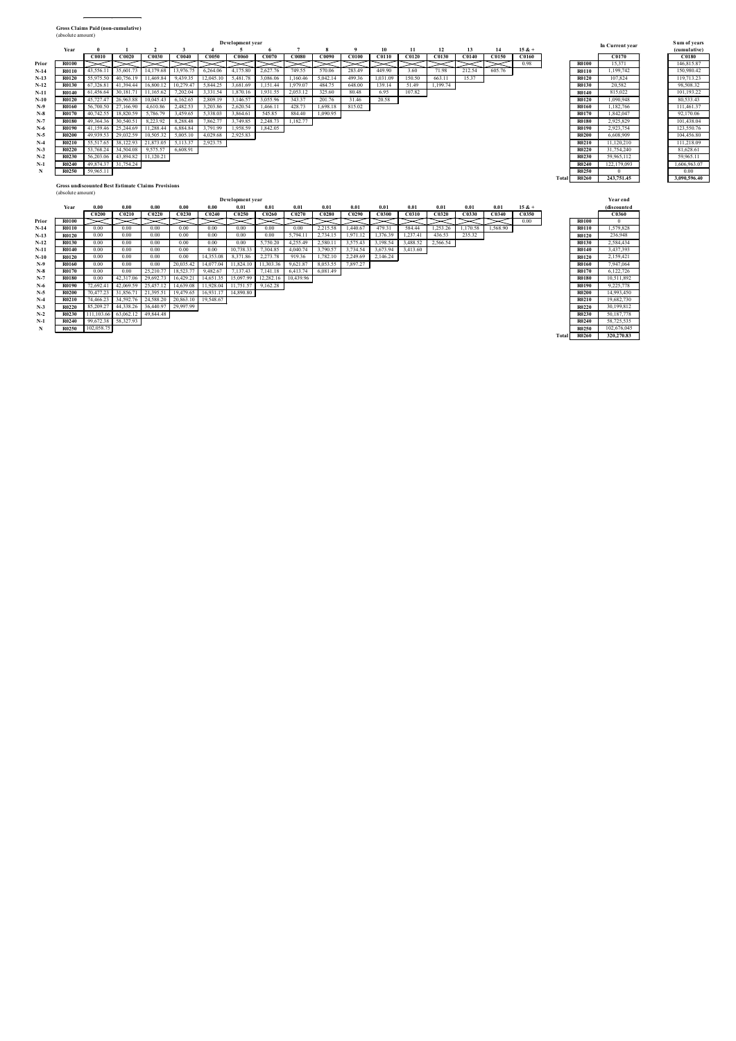**Gross Claims Paid (non-cumulative)**
(absolute amount)

| | Year | 0 | 1 | 2 | 3 | 4 | 5 | 6 | 7 | 8 | 9 | 10 | 11 | 12 | 13 | 14 | 15 & + | | | In Current year | Sum of years (cumulative) |
|---|---|---|---|---|---|---|---|---|---|---|---|---|---|---|---|---|---|---|---|---|---|
| | | C0010 | C0020 | C0030 | C0040 | C0050 | C0060 | C0070 | C0080 | C0090 | C0100 | C0110 | C0120 | C0130 | C0140 | C0150 | C0160 | | | C0170 | C0180 |
| Prior | R0100 | | | | | | | | | | | | | | | | 0.98 | | R0100 | 15,371 | 146,815.87 |
| N-14 | R0110 | 43,556.11 | 35,601.73 | 14,179.68 | 13,976.75 | 6,264.06 | 4,175.80 | 2,627.76 | 749.55 | 570.06 | 283.49 | 449.90 | 3.60 | 71.98 | 212.54 | 605.76 | | | R0110 | 1,199,742 | 150,980.42 |
| N-13 | R0120 | 55,975.50 | 40,756.19 | 11,469.84 | 9,439.35 | 12,045.10 | 5,481.78 | 3,086.06 | 1,160.46 | 5,042.14 | 499.36 | 1,031.09 | 150.50 | 663.11 | 15.37 | | | | R0120 | 107,824 | 119,713.23 |
| N-12 | R0130 | 67,326.81 | 41,394.44 | 16,800.12 | 10,279.47 | 5,844.25 | 3,681.69 | 1,151.44 | 1,979.07 | 484.75 | 648.00 | 139.14 | 51.49 | 1,199.74 | | | | | R0130 | 20,582 | 98,508.32 |
| N-11 | R0140 | 61,456.64 | 30,181.71 | 11,165.62 | 7,202.04 | 3,331.54 | 1,870.16 | 1,931.55 | 2,053.12 | 325.60 | 80.48 | 6.95 | 107.82 | | | | | | R0140 | 815,022 | 101,193.22 |
| N-10 | R0120 | 45,727.47 | 26,963.88 | 10,045.43 | 6,162.65 | 2,809.19 | 3,146.57 | 3,055.96 | 343.37 | 201.76 | 31.46 | 20.58 | | | | | | | R0120 | 1,090,948 | 80,533.43 |
| N-9 | R0160 | 56,700.50 | 27,166.90 | 4,610.86 | 2,482.53 | 3,203.86 | 2,620.54 | 1,466.11 | 428.73 | 1,698.18 | 815.02 | | | | | | | | R0160 | 1,182,766 | 111,461.37 |
| N-8 | R0170 | 40,742.55 | 18,820.59 | 5,786.79 | 3,459.65 | 5,338.03 | 3,864.61 | 545.85 | 884.40 | 1,090.95 | | | | | | | | | R0170 | 1,842,047 | 92,170.06 |
| N-7 | R0180 | 49,364.36 | 30,540.51 | 8,223.92 | 8,288.48 | 7,862.77 | 3,749.85 | 2,248.73 | 1,182.77 | | | | | | | | | | R0180 | 2,925,829 | 101,438.04 |
| N-6 | R0190 | 41,159.46 | 25,244.69 | 11,288.44 | 6,884.84 | 3,791.99 | 1,958.59 | 1,842.05 | | | | | | | | | | | R0190 | 2,923,754 | 123,550.76 |
| N-5 | R0200 | 49,939.53 | 29,032.59 | 10,505.32 | 5,005.10 | 4,029.68 | 2,925.83 | | | | | | | | | | | | R0200 | 6,608,909 | 104,456.80 |
| N-4 | R0210 | 55,517.65 | 38,122.93 | 21,873.05 | 5,113.37 | 2,923.75 | | | | | | | | | | | | | R0210 | 11,120,210 | 111,218.09 |
| N-3 | R0220 | 53,768.24 | 34,504.08 | 9,575.57 | 6,608.91 | | | | | | | | | | | | | | R0220 | 31,754,240 | 81,628.61 |
| N-2 | R0230 | 56,203.06 | 43,894.82 | 11,120.21 | | | | | | | | | | | | | | | R0230 | 59,965,112 | 59,965.11 |
| N-1 | R0240 | 49,874.37 | 31,754.24 | | | | | | | | | | | | | | | | R0240 | 122,179,093 | 1,606,963.07 |
| N | R0250 | 59,965.11 | | | | | | | | | | | | | | | | | R0250 | 0 | 0.00 |
| | | | | | | | | | | | | | | | | | | Total | R0260 | 243,751.45 | 3,090,596.40 |

**Gross undiscounted Best Estimate Claims Provisions**
(absolute amount)

| | Year | 0.00 | 0.00 | 0.00 | 0.00 | 0.00 | 0.01 | 0.01 | 0.01 | 0.01 | 0.01 | 0.01 | 0.01 | 0.01 | 0.01 | 0.01 | 15 & + | | | Year end (discounted |
|---|---|---|---|---|---|---|---|---|---|---|---|---|---|---|---|---|---|---|---|---|
| | | C0200 | C0210 | C0220 | C0230 | C0240 | C0250 | C0260 | C0270 | C0280 | C0290 | C0300 | C0310 | C0320 | C0330 | C0340 | C0350 | | | C0360 |
| Prior | R0100 | | | | | | | | | | | | | | | | 0.00 | | R0100 | 0 |
| N-14 | R0110 | 0.00 | 0.00 | 0.00 | 0.00 | 0.00 | 0.00 | 0.00 | 0.00 | 2,215.58 | 1,440.67 | 479.31 | 584.44 | 1,253.26 | 1,170.58 | 1,568.90 | | | R0110 | 1,579,828 |
| N-13 | R0120 | 0.00 | 0.00 | 0.00 | 0.00 | 0.00 | 0.00 | 0.00 | 5,794.11 | 2,734.15 | 1,971.12 | 1,376.39 | 1,237.41 | 436.53 | 235.32 | | | | R0120 | 236,948 |
| N-12 | R0130 | 0.00 | 0.00 | 0.00 | 0.00 | 0.00 | 0.00 | 5,750.20 | 4,255.49 | 2,580.11 | 3,575.43 | 3,199.54 | 3,488.52 | 2,566.54 | | | | | R0130 | 2,584,434 |
| N-11 | R0140 | 0.00 | 0.00 | 0.00 | 0.00 | 0.00 | 10,738.33 | 7,304.85 | 4,040.74 | 3,790.57 | 3,734.54 | 3,673.94 | 3,413.60 | | | | | | R0140 | 3,437,393 |
| N-10 | R0120 | 0.00 | 0.00 | 0.00 | 0.00 | 14,353.08 | 8,371.86 | 2,273.78 | 919.36 | 1,782.10 | 2,249.69 | 2,146.24 | | | | | | | R0120 | 2,159,421 |
| N-9 | R0160 | 0.00 | 0.00 | 0.00 | 20,035.42 | 14,077.04 | 11,824.10 | 11,303.36 | 9,621.87 | 8,053.55 | 7,897.27 | | | | | | | | R0160 | 7,947,064 |
| N-8 | R0170 | 0.00 | 0.00 | 25,210.77 | 18,523.77 | 9,482.67 | 7,137.43 | 7,141.18 | 6,413.74 | 6,081.49 | | | | | | | | | R0170 | 6,122,726 |
| N-7 | R0180 | 0.00 | 42,317.06 | 29,692.73 | 16,429.21 | 14,651.35 | 15,097.99 | 12,282.16 | 10,439.96 | | | | | | | | | | R0180 | 10,511,892 |
| N-6 | R0190 | 72,692.41 | 42,069.59 | 25,457.12 | 14,639.08 | 11,928.04 | 11,751.57 | 9,162.28 | | | | | | | | | | | R0190 | 9,225,778 |
| N-5 | R0200 | 70,477.23 | 31,856.71 | 21,395.51 | 19,479.65 | 16,931.17 | 14,890.80 | | | | | | | | | | | | R0200 | 14,993,450 |
| N-4 | R0210 | 74,466.23 | 34,592.76 | 24,588.20 | 20,863.10 | 19,548.67 | | | | | | | | | | | | | R0210 | 19,682,730 |
| N-3 | R0220 | 85,209.27 | 44,338.26 | 36,440.97 | 29,997.99 | | | | | | | | | | | | | | R0220 | 30,199,812 |
| N-2 | R0230 | 111,103.66 | 63,062.12 | 49,844.48 | | | | | | | | | | | | | | | R0230 | 50,187,778 |
| N-1 | R0240 | 99,672.38 | 58,327.93 | | | | | | | | | | | | | | | | R0240 | 58,725,535 |
| N | R0250 | 102,058.75 | | | | | | | | | | | | | | | | | R0250 | 102,676,045 |
| | | | | | | | | | | | | | | | | | | Total | R0260 | 320,270.83 |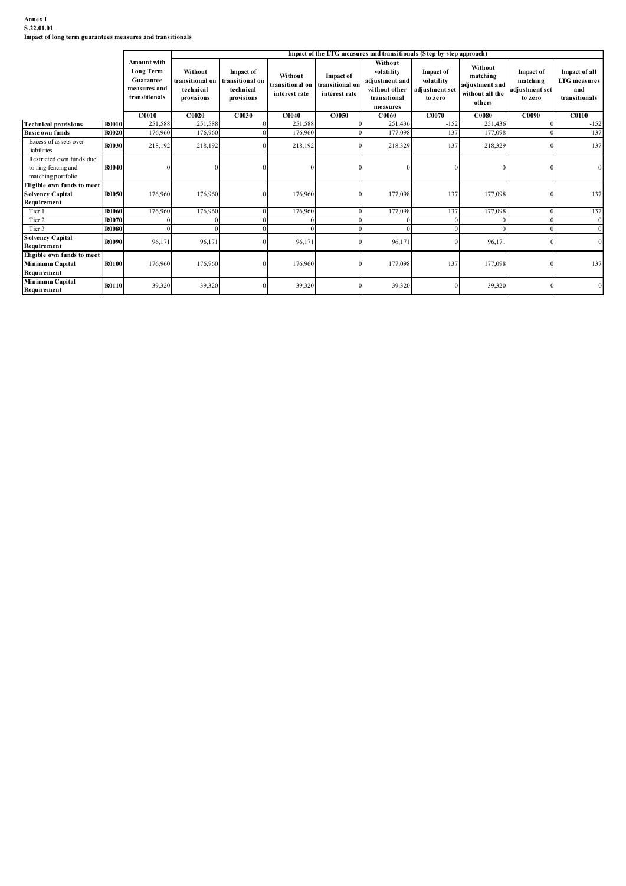**Annex I**
**S.22.01.01**
**Impact of long term guarantees measures and transitionals**

| | | Amount with Long Term Guarantee measures and transitionals | Impact of the LTG measures and transitionals (Step-by-step approach) | | | | | | | | |
|---|---|---|---|---|---|---|---|---|---|---|---|
| | | | Without transitional on technical provisions | Impact of transitional on technical provisions | Without transitional on interest rate | Impact of transitional on interest rate | Without volatility adjustment and without other transitional measures | Impact of volatility adjustment set to zero | Without matching adjustment and without all the others | Impact of matching adjustment set to zero | Impact of all LTG measures and transitionals |
| | | C0010 | C0020 | C0030 | C0040 | C0050 | C0060 | C0070 | C0080 | C0090 | C0100 |
| **Technical provisions** | **R0010** | 251,588 | 251,588 | 0 | 251,588 | 0 | 251,436 | -152 | 251,436 | 0 | -152 |
| **Basic own funds** | **R0020** | 176,960 | 176,960 | 0 | 176,960 | 0 | 177,098 | 137 | 177,098 | 0 | 137 |
| Excess of assets over liabilities | **R0030** | 218,192 | 218,192 | 0 | 218,192 | 0 | 218,329 | 137 | 218,329 | 0 | 137 |
| Restricted own funds due to ring-fencing and matching portfolio | **R0040** | 0 | 0 | 0 | 0 | 0 | 0 | 0 | 0 | 0 | 0 |
| **Eligible own funds to meet Solvency Capital Requirement** | **R0050** | 176,960 | 176,960 | 0 | 176,960 | 0 | 177,098 | 137 | 177,098 | 0 | 137 |
| Tier 1 | **R0060** | 176,960 | 176,960 | 0 | 176,960 | 0 | 177,098 | 137 | 177,098 | 0 | 137 |
| Tier 2 | **R0070** | 0 | 0 | 0 | 0 | 0 | 0 | 0 | 0 | 0 | 0 |
| Tier 3 | **R0080** | 0 | 0 | 0 | 0 | 0 | 0 | 0 | 0 | 0 | 0 |
| **Solvency Capital Requirement** | **R0090** | 96,171 | 96,171 | 0 | 96,171 | 0 | 96,171 | 0 | 96,171 | 0 | 0 |
| **Eligible own funds to meet Minimum Capital Requirement** | **R0100** | 176,960 | 176,960 | 0 | 176,960 | 0 | 177,098 | 137 | 177,098 | 0 | 137 |
| **Minimum Capital Requirement** | **R0110** | 39,320 | 39,320 | 0 | 39,320 | 0 | 39,320 | 0 | 39,320 | 0 | 0 |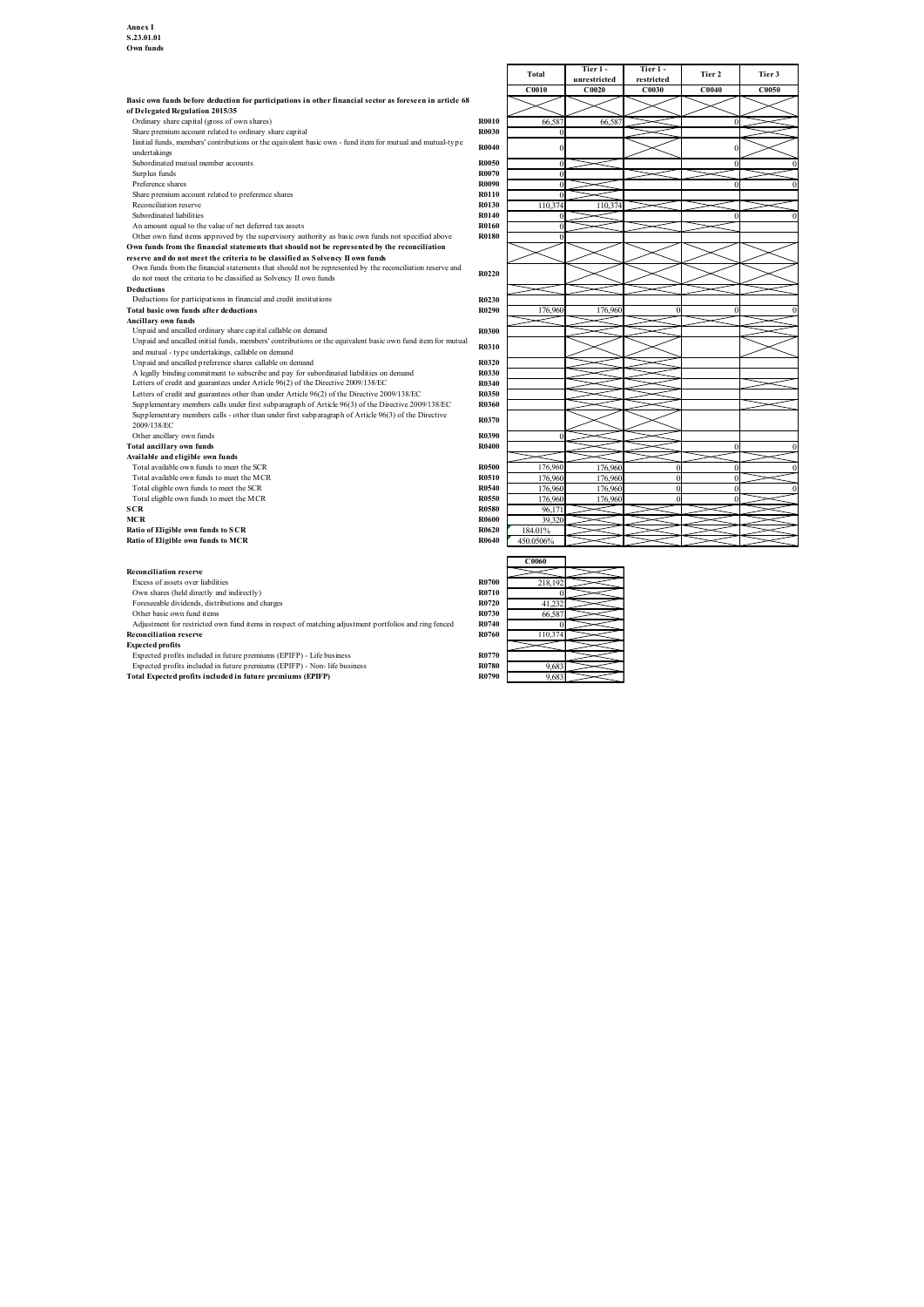**Annex I**
**S.23.01.01**
**Own funds**

| | | Total | Tier 1 - unrestricted | Tier 1 - restricted | Tier 2 | Tier 3 |
|---|---|---|---|---|---|---|
| | | C0010 | C0020 | C0030 | C0040 | C0050 |
| **Basic own funds before deduction for participations in other financial sector as foreseen in article 68 of Delegated Regulation 2015/35** | | | | | | |
| Ordinary share capital (gross of own shares) | R0010 | 66,587 | 66,587 | | 0 | |
| Share premium account related to ordinary share capital | R0030 | 0 | | | | |
| Iinitial funds, members' contributions or the equivalent basic own - fund item for mutual and mutual-type undertakings | R0040 | 0 | | | 0 | |
| Subordinated mutual member accounts | R0050 | 0 | | | 0 | 0 |
| Surplus funds | R0070 | 0 | | | | |
| Preference shares | R0090 | 0 | | | 0 | 0 |
| Share premium account related to preference shares | R0110 | 0 | | | | |
| Reconciliation reserve | R0130 | 110,374 | 110,374 | | | |
| Subordinated liabilities | R0140 | 0 | | | 0 | 0 |
| An amount equal to the value of net deferred tax assets | R0160 | 0 | | | | |
| Other own fund items approved by the supervisory authority as basic own funds not specified above | R0180 | 0 | | | | |
| **Own funds from the financial statements that should not be represented by the reconciliation reserve and do not meet the criteria to be classified as Solvency II own funds** | | | | | | |
| Own funds from the financial statements that should not be represented by the reconciliation reserve and do not meet the criteria to be classified as Solvency II own funds | R0220 | | | | | |
| **Deductions** | | | | | | |
| Deductions for participations in financial and credit institutions | R0230 | | | | | |
| **Total basic own funds after deductions** | R0290 | 176,960 | 176,960 | 0 | 0 | 0 |
| **Ancillary own funds** | | | | | | |
| Unpaid and uncalled ordinary share capital callable on demand | R0300 | | | | | |
| Unpaid and uncalled initial funds, members' contributions or the equivalent basic own fund item for mutual and mutual - type undertakings, callable on demand | R0310 | | | | | |
| Unpaid and uncalled preference shares callable on demand | R0320 | | | | | |
| A legally binding commitment to subscribe and pay for subordinated liabilities on demand | R0330 | | | | | |
| Letters of credit and guarantees under Article 96(2) of the Directive 2009/138/EC | R0340 | | | | | |
| Letters of credit and guarantees other than under Article 96(2) of the Directive 2009/138/EC | R0350 | | | | | |
| Supplementary members calls under first subparagraph of Article 96(3) of the Directive 2009/138/EC | R0360 | | | | | |
| Supplementary members calls - other than under first subparagraph of Article 96(3) of the Directive 2009/138/EC | R0370 | | | | | |
| Other ancillary own funds | R0390 | 0 | | | | |
| **Total ancillary own funds** | R0400 | | | | 0 | 0 |
| **Available and eligible own funds** | | | | | | |
| Total available own funds to meet the SCR | R0500 | 176,960 | 176,960 | 0 | 0 | 0 |
| Total available own funds to meet the MCR | R0510 | 176,960 | 176,960 | 0 | 0 | |
| Total eligible own funds to meet the SCR | R0540 | 176,960 | 176,960 | 0 | 0 | 0 |
| Total eligible own funds to meet the MCR | R0550 | 176,960 | 176,960 | 0 | 0 | |
| **SCR** | R0580 | 96,171 | | | | |
| **MCR** | R0600 | 39,320 | | | | |
| **Ratio of Eligible own funds to SCR** | R0620 | 184.01% | | | | |
| **Ratio of Eligible own funds to MCR** | R0640 | 450.0506% | | | | |

| | | C0060 | |
|---|---|---|---|
| **Reconciliation reserve** | | | |
| Excess of assets over liabilities | R0700 | 218,192 | |
| Own shares (held directly and indirectly) | R0710 | 0 | |
| Foreseeable dividends, distributions and charges | R0720 | 41,232 | |
| Other basic own fund items | R0730 | 66,587 | |
| Adjustment for restricted own fund items in respect of matching adjustment portfolios and ring fenced | R0740 | 0 | |
| **Reconciliation reserve** | R0760 | 110,374 | |
| **Expected profits** | | | |
| Expected profits included in future premiums (EPIFP) - Life business | R0770 | | |
| Expected profits included in future premiums (EPIFP) - Non- life business | R0780 | 9,683 | |
| **Total Expected profits included in future premiums (EPIFP)** | R0790 | 9,683 | |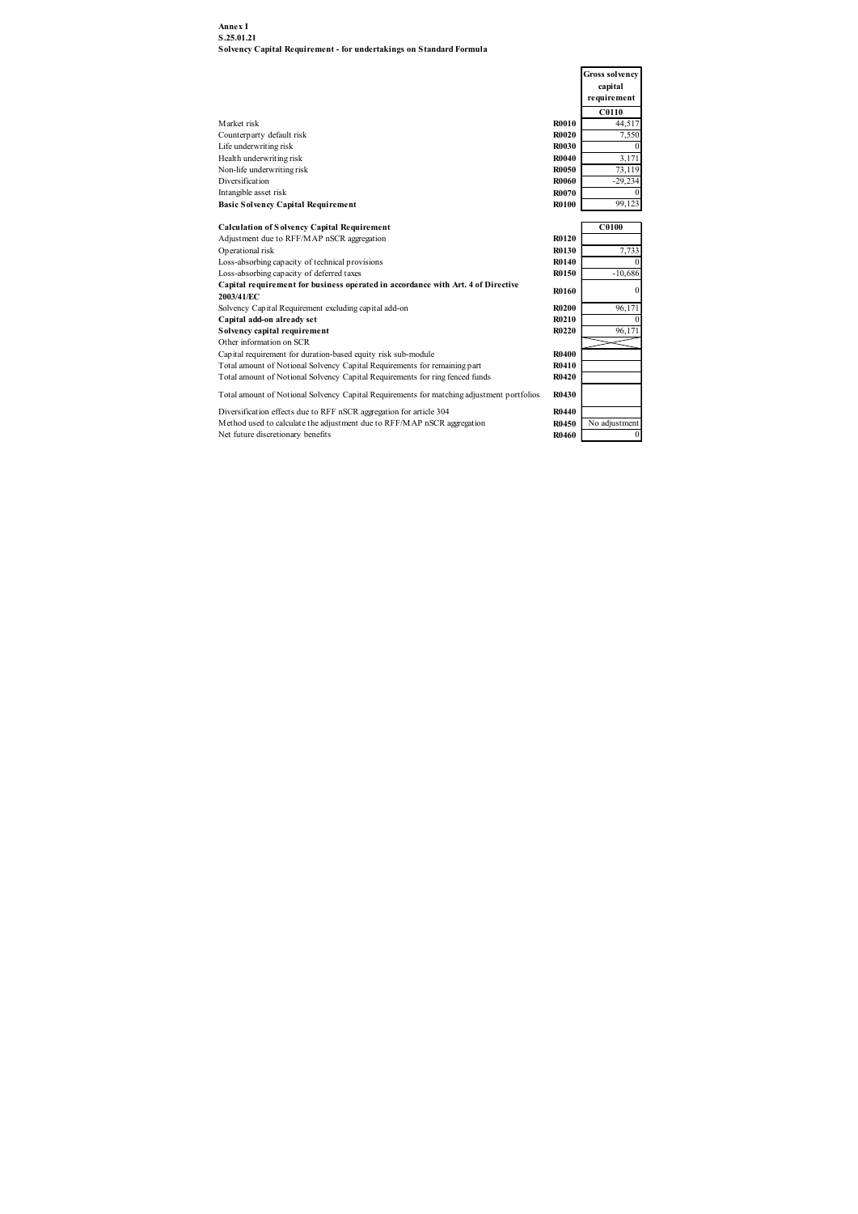**Annex I**
**S.25.01.21**
**Solvency Capital Requirement - for undertakings on Standard Formula**

| | | Gross solvency capital requirement |
|---|---|---|
| | | **C0110** |
| Market risk | **R0010** | 44,517 |
| Counterparty default risk | **R0020** | 7,550 |
| Life underwriting risk | **R0030** | 0 |
| Health underwriting risk | **R0040** | 3,171 |
| Non-life underwriting risk | **R0050** | 73,119 |
| Diversification | **R0060** | -29,234 |
| Intangible asset risk | **R0070** | 0 |
| **Basic Solvency Capital Requirement** | **R0100** | 99,123 |

| **Calculation of Solvency Capital Requirement** | | **C0100** |
|---|---|---|
| Adjustment due to RFF/MAP nSCR aggregation | **R0120** | |
| Operational risk | **R0130** | 7,733 |
| Loss-absorbing capacity of technical provisions | **R0140** | 0 |
| Loss-absorbing capacity of deferred taxes | **R0150** | -10,686 |
| **Capital requirement for business operated in accordance with Art. 4 of Directive 2003/41/EC** | **R0160** | 0 |
| Solvency Capital Requirement excluding capital add-on | **R0200** | 96,171 |
| **Capital add-on already set** | **R0210** | 0 |
| **Solvency capital requirement** | **R0220** | 96,171 |
| Other information on SCR | | |
| Capital requirement for duration-based equity risk sub-module | **R0400** | |
| Total amount of Notional Solvency Capital Requirements for remaining part | **R0410** | |
| Total amount of Notional Solvency Capital Requirements for ring fenced funds | **R0420** | |
| Total amount of Notional Solvency Capital Requirements for matching adjustment portfolios | **R0430** | |
| Diversification effects due to RFF nSCR aggregation for article 304 | **R0440** | |
| Method used to calculate the adjustment due to RFF/MAP nSCR aggregation | **R0450** | No adjustment |
| Net future discretionary benefits | **R0460** | 0 |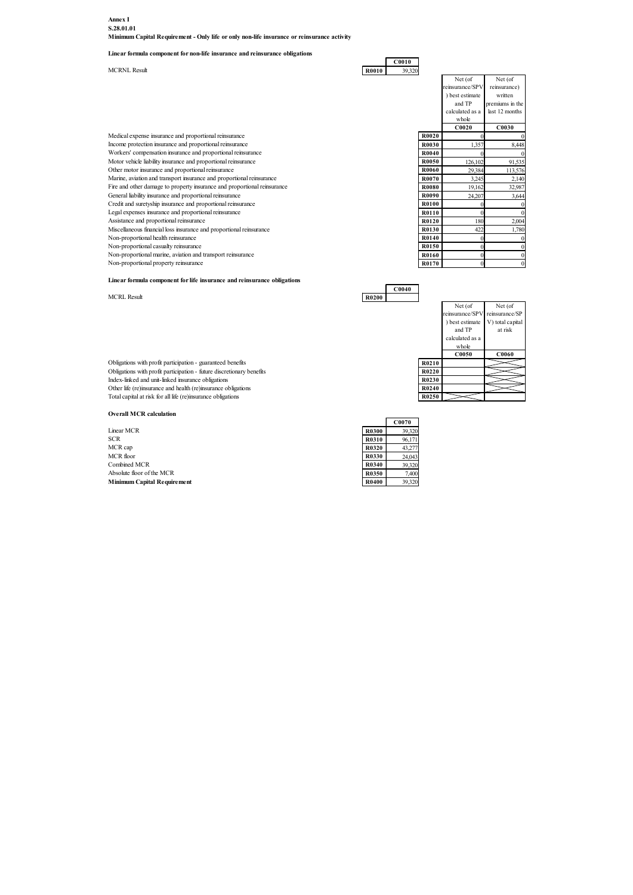**Annex I**
**S.28.01.01**
**Minimum Capital Requirement - Only life or only non-life insurance or reinsurance activity**

**Linear formula component for non-life insurance and reinsurance obligations**

| | | C0010 |
|---|---|---|
| MCRNL Result | R0010 | 39,320 |

| | | Net (of reinsurance/SPV) best estimate and TP calculated as a whole | Net (of reinsurance) written premiums in the last 12 months |
|---|---|---|---|
| | | C0020 | C0030 |
| Medical expense insurance and proportional reinsurance | R0020 | 0 | 0 |
| Income protection insurance and proportional reinsurance | R0030 | 1,357 | 8,448 |
| Workers' compensation insurance and proportional reinsurance | R0040 | 0 | 0 |
| Motor vehicle liability insurance and proportional reinsurance | R0050 | 126,102 | 91,535 |
| Other motor insurance and proportional reinsurance | R0060 | 29,384 | 113,576 |
| Marine, aviation and transport insurance and proportional reinsurance | R0070 | 3,245 | 2,140 |
| Fire and other damage to property insurance and proportional reinsurance | R0080 | 19,162 | 32,987 |
| General liability insurance and proportional reinsurance | R0090 | 24,207 | 3,644 |
| Credit and suretyship insurance and proportional reinsurance | R0100 | 0 | 0 |
| Legal expenses insurance and proportional reinsurance | R0110 | 0 | 0 |
| Assistance and proportional reinsurance | R0120 | 180 | 2,004 |
| Miscellaneous financial loss insurance and proportional reinsurance | R0130 | 422 | 1,780 |
| Non-proportional health reinsurance | R0140 | 0 | 0 |
| Non-proportional casualty reinsurance | R0150 | 0 | 0 |
| Non-proportional marine, aviation and transport reinsurance | R0160 | 0 | 0 |
| Non-proportional property reinsurance | R0170 | 0 | 0 |

**Linear formula component for life insurance and reinsurance obligations**

| | | C0040 |
|---|---|---|
| MCRL Result | R0200 | |

| | | Net (of reinsurance/SPV) best estimate and TP calculated as a whole | Net (of reinsurance/SPV) total capital at risk |
|---|---|---|---|
| | | C0050 | C0060 |
| Obligations with profit participation - guaranteed benefits | R0210 | | |
| Obligations with profit participation - future discretionary benefits | R0220 | | |
| Index-linked and unit-linked insurance obligations | R0230 | | |
| Other life (re)insurance and health (re)insurance obligations | R0240 | | |
| Total capital at risk for all life (re)insurance obligations | R0250 | | |

**Overall MCR calculation**

| | | C0070 |
|---|---|---|
| Linear MCR | R0300 | 39,320 |
| SCR | R0310 | 96,171 |
| MCR cap | R0320 | 43,277 |
| MCR floor | R0330 | 24,043 |
| Combined MCR | R0340 | 39,320 |
| Absolute floor of the MCR | R0350 | 7,400 |
| **Minimum Capital Requirement** | R0400 | 39,320 |